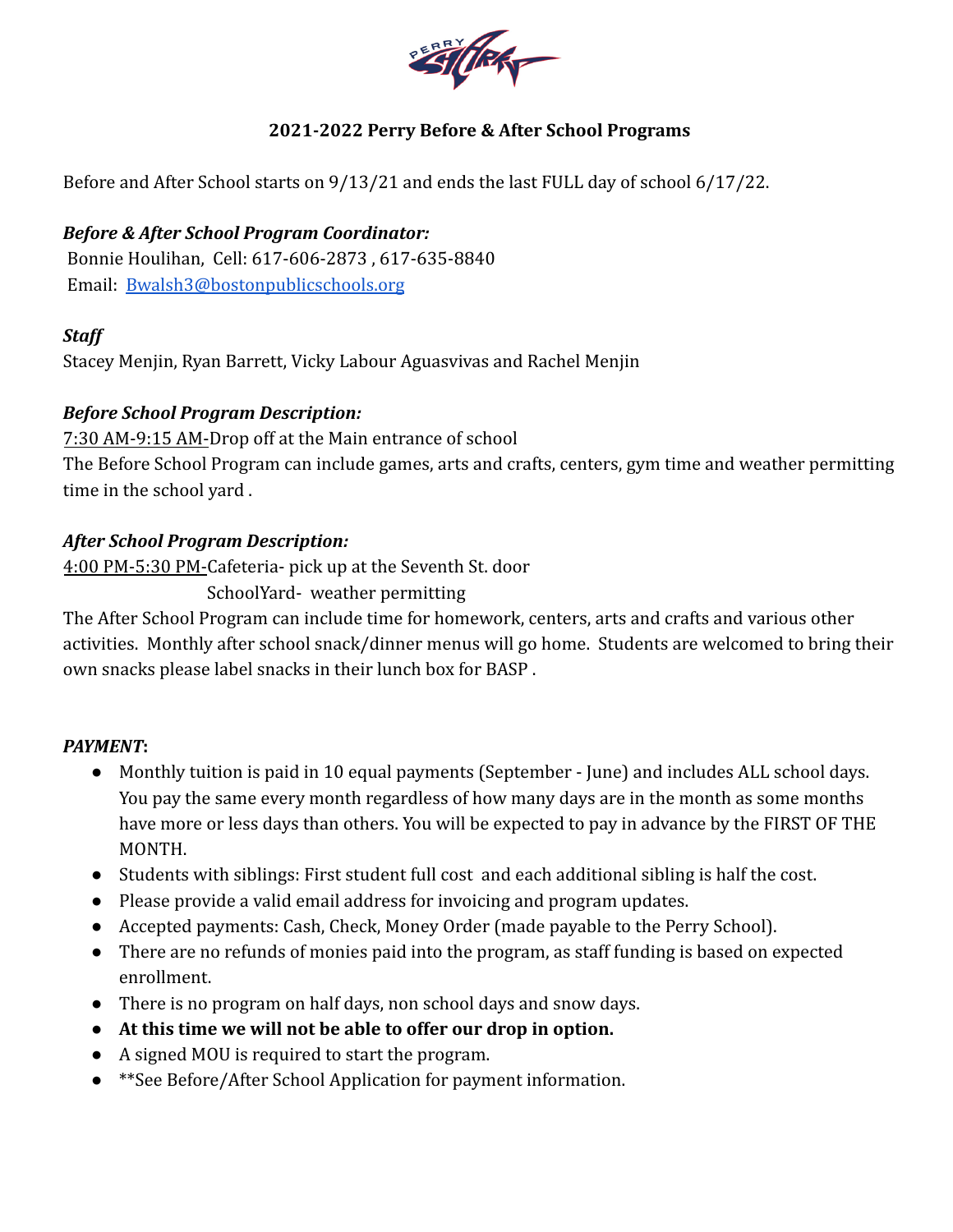## 2021-2022 Perry Before & After School Programs

Before and After School starts on 9/13/21 and ends the last FULL day of school 6/17/22.

***Before & After School Program Coordinator:***
Bonnie Houlihan, Cell: 617-606-2873 , 617-635-8840
Email: Bwalsh3@bostonpublicschools.org

***Staff***
Stacey Menjin, Ryan Barrett, Vicky Labour Aguasvivas and Rachel Menjin

***Before School Program Description:***
7:30 AM-9:15 AM-Drop off at the Main entrance of school
The Before School Program can include games, arts and crafts, centers, gym time and weather permitting time in the school yard .

***After School Program Description:***
4:00 PM-5:30 PM-Cafeteria- pick up at the Seventh St. door
SchoolYard- weather permitting
The After School Program can include time for homework, centers, arts and crafts and various other activities. Monthly after school snack/dinner menus will go home. Students are welcomed to bring their own snacks please label snacks in their lunch box for BASP .

***PAYMENT*:**

- Monthly tuition is paid in 10 equal payments (September - June) and includes ALL school days. You pay the same every month regardless of how many days are in the month as some months have more or less days than others. You will be expected to pay in advance by the FIRST OF THE MONTH.
- Students with siblings: First student full cost and each additional sibling is half the cost.
- Please provide a valid email address for invoicing and program updates.
- Accepted payments: Cash, Check, Money Order (made payable to the Perry School).
- There are no refunds of monies paid into the program, as staff funding is based on expected enrollment.
- There is no program on half days, non school days and snow days.
- **At this time we will not be able to offer our drop in option.**
- A signed MOU is required to start the program.
- **See Before/After School Application for payment information.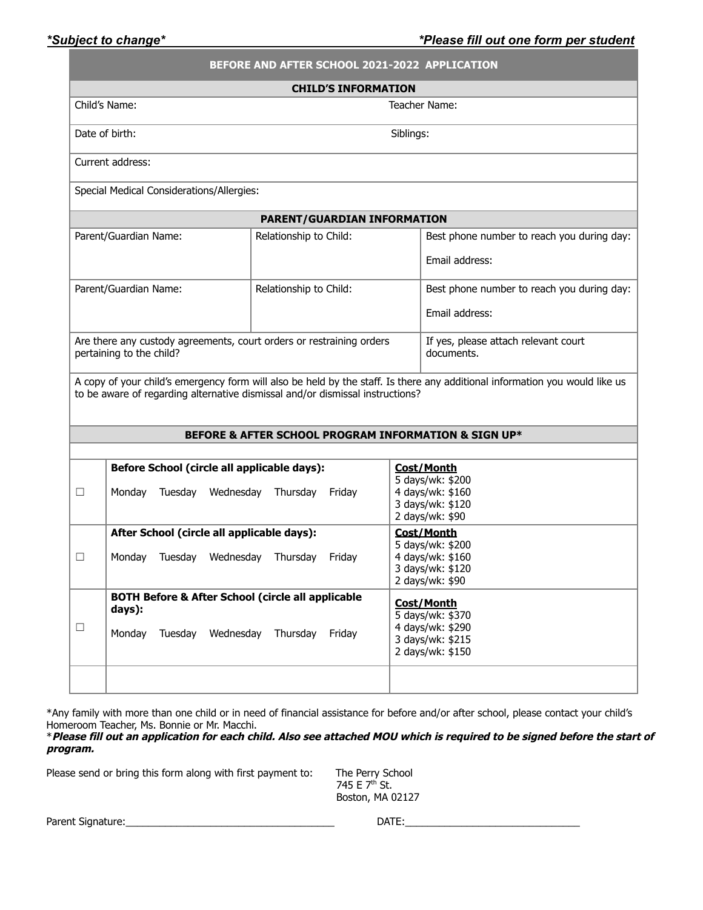*Subject to change*

*Please fill out one form per student

## BEFORE AND AFTER SCHOOL 2021-2022 APPLICATION

### CHILD'S INFORMATION

| | |
|---|---|
| Child's Name: | Teacher Name: |
| Date of birth: | Siblings: |
| Current address: | |
| Special Medical Considerations/Allergies: | |

### PARENT/GUARDIAN INFORMATION

| | | |
|---|---|---|
| Parent/Guardian Name: | Relationship to Child: | Best phone number to reach you during day:<br><br>Email address: |
| Parent/Guardian Name: | Relationship to Child: | Best phone number to reach you during day:<br><br>Email address: |
| Are there any custody agreements, court orders or restraining orders pertaining to the child? | | If yes, please attach relevant court documents. |

A copy of your child's emergency form will also be held by the staff. Is there any additional information you would like us to be aware of regarding alternative dismissal and/or dismissal instructions?

### BEFORE & AFTER SCHOOL PROGRAM INFORMATION & SIGN UP*

| | | |
|---|---|---|
| ☐ | **Before School (circle all applicable days):**<br><br>Monday Tuesday Wednesday Thursday Friday | **Cost/Month**<br>5 days/wk: $200<br>4 days/wk: $160<br>3 days/wk: $120<br>2 days/wk: $90 |
| ☐ | **After School (circle all applicable days):**<br><br>Monday Tuesday Wednesday Thursday Friday | **Cost/Month**<br>5 days/wk: $200<br>4 days/wk: $160<br>3 days/wk: $120<br>2 days/wk: $90 |
| ☐ | **BOTH Before & After School (circle all applicable days):**<br><br>Monday Tuesday Wednesday Thursday Friday | **Cost/Month**<br>5 days/wk: $370<br>4 days/wk: $290<br>3 days/wk: $215<br>2 days/wk: $150 |
| | | |

*Any family with more than one child or in need of financial assistance for before and/or after school, please contact your child's Homeroom Teacher, Ms. Bonnie or Mr. Macchi.

****Please fill out an application for each child. Also see attached MOU which is required to be signed before the start of program.***

Please send or bring this form along with first payment to:

The Perry School
745 E 7th St.
Boston, MA 02127

Parent Signature:\_\_\_\_\_\_\_\_\_\_\_\_\_\_\_\_\_\_\_\_\_\_\_\_\_\_\_\_\_\_\_\_\_\_\_\_ DATE:\_\_\_\_\_\_\_\_\_\_\_\_\_\_\_\_\_\_\_\_\_\_\_\_\_\_\_\_\_\_